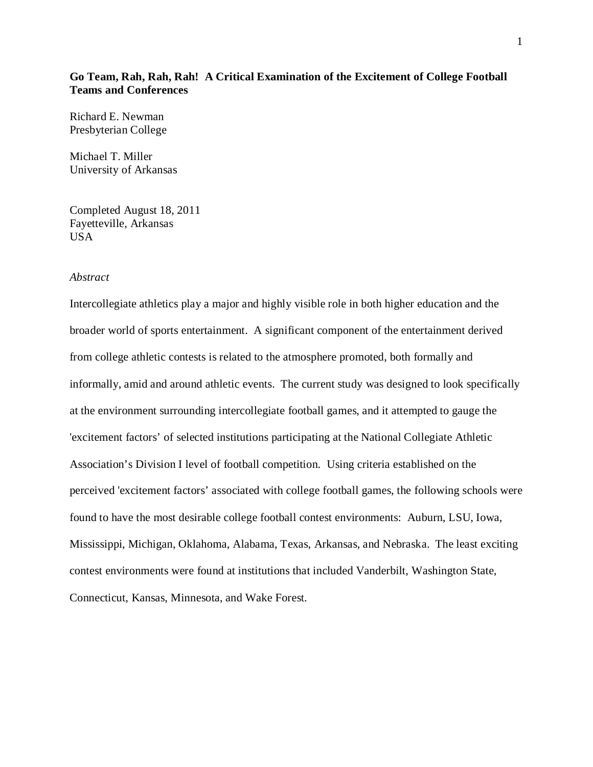# Go Team, Rah, Rah, Rah! A Critical Examination of the Excitement of College Football Teams and Conferences

Richard E. Newman
Presbyterian College

Michael T. Miller
University of Arkansas

Completed August 18, 2011
Fayetteville, Arkansas
USA

*Abstract*

Intercollegiate athletics play a major and highly visible role in both higher education and the broader world of sports entertainment. A significant component of the entertainment derived from college athletic contests is related to the atmosphere promoted, both formally and informally, amid and around athletic events. The current study was designed to look specifically at the environment surrounding intercollegiate football games, and it attempted to gauge the 'excitement factors' of selected institutions participating at the National Collegiate Athletic Association's Division I level of football competition. Using criteria established on the perceived 'excitement factors' associated with college football games, the following schools were found to have the most desirable college football contest environments: Auburn, LSU, Iowa, Mississippi, Michigan, Oklahoma, Alabama, Texas, Arkansas, and Nebraska. The least exciting contest environments were found at institutions that included Vanderbilt, Washington State, Connecticut, Kansas, Minnesota, and Wake Forest.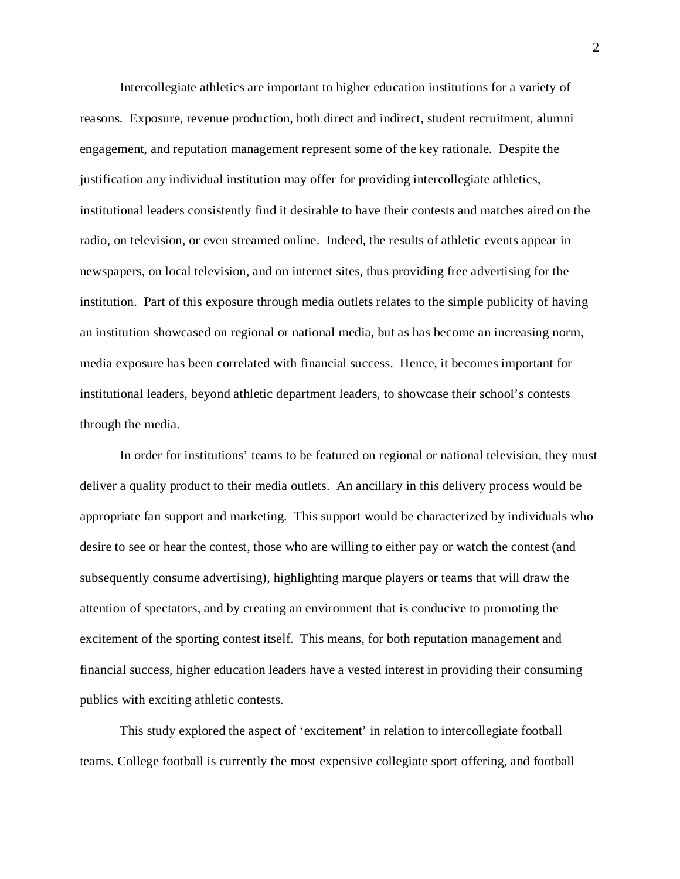Intercollegiate athletics are important to higher education institutions for a variety of reasons. Exposure, revenue production, both direct and indirect, student recruitment, alumni engagement, and reputation management represent some of the key rationale. Despite the justification any individual institution may offer for providing intercollegiate athletics, institutional leaders consistently find it desirable to have their contests and matches aired on the radio, on television, or even streamed online. Indeed, the results of athletic events appear in newspapers, on local television, and on internet sites, thus providing free advertising for the institution. Part of this exposure through media outlets relates to the simple publicity of having an institution showcased on regional or national media, but as has become an increasing norm, media exposure has been correlated with financial success. Hence, it becomes important for institutional leaders, beyond athletic department leaders, to showcase their school's contests through the media.

In order for institutions' teams to be featured on regional or national television, they must deliver a quality product to their media outlets. An ancillary in this delivery process would be appropriate fan support and marketing. This support would be characterized by individuals who desire to see or hear the contest, those who are willing to either pay or watch the contest (and subsequently consume advertising), highlighting marque players or teams that will draw the attention of spectators, and by creating an environment that is conducive to promoting the excitement of the sporting contest itself. This means, for both reputation management and financial success, higher education leaders have a vested interest in providing their consuming publics with exciting athletic contests.

This study explored the aspect of 'excitement' in relation to intercollegiate football teams. College football is currently the most expensive collegiate sport offering, and football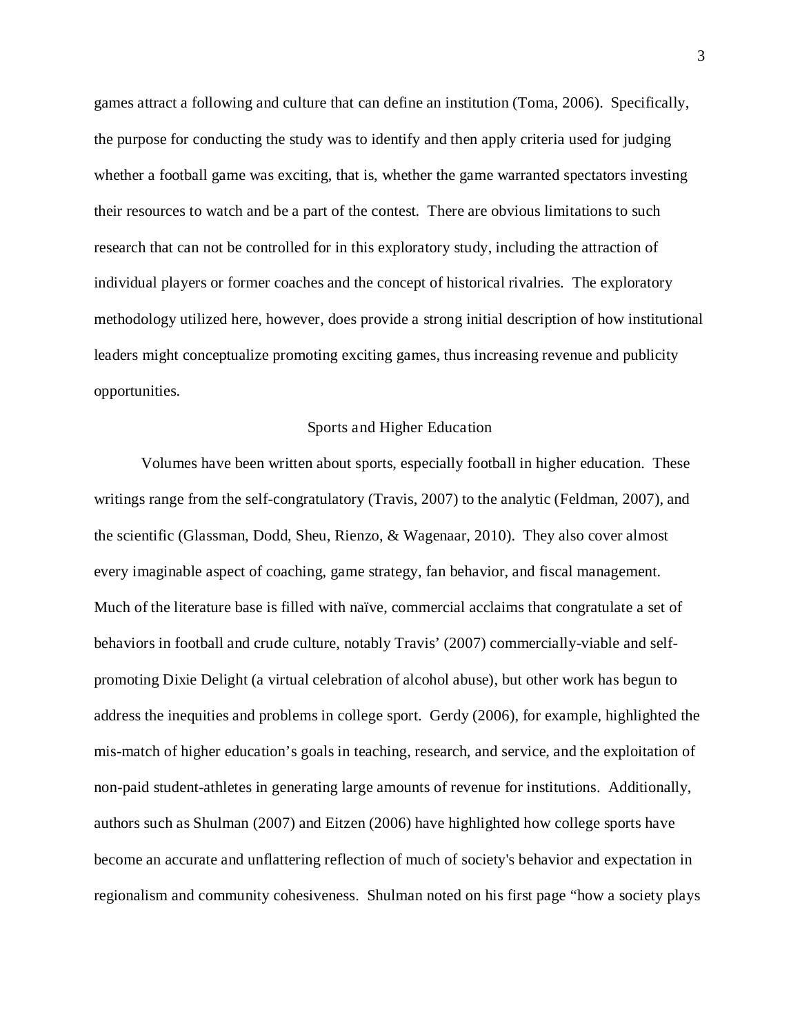games attract a following and culture that can define an institution (Toma, 2006). Specifically, the purpose for conducting the study was to identify and then apply criteria used for judging whether a football game was exciting, that is, whether the game warranted spectators investing their resources to watch and be a part of the contest. There are obvious limitations to such research that can not be controlled for in this exploratory study, including the attraction of individual players or former coaches and the concept of historical rivalries. The exploratory methodology utilized here, however, does provide a strong initial description of how institutional leaders might conceptualize promoting exciting games, thus increasing revenue and publicity opportunities.

## Sports and Higher Education

Volumes have been written about sports, especially football in higher education. These writings range from the self-congratulatory (Travis, 2007) to the analytic (Feldman, 2007), and the scientific (Glassman, Dodd, Sheu, Rienzo, & Wagenaar, 2010). They also cover almost every imaginable aspect of coaching, game strategy, fan behavior, and fiscal management. Much of the literature base is filled with naïve, commercial acclaims that congratulate a set of behaviors in football and crude culture, notably Travis' (2007) commercially-viable and self-promoting Dixie Delight (a virtual celebration of alcohol abuse), but other work has begun to address the inequities and problems in college sport. Gerdy (2006), for example, highlighted the mis-match of higher education's goals in teaching, research, and service, and the exploitation of non-paid student-athletes in generating large amounts of revenue for institutions. Additionally, authors such as Shulman (2007) and Eitzen (2006) have highlighted how college sports have become an accurate and unflattering reflection of much of society's behavior and expectation in regionalism and community cohesiveness. Shulman noted on his first page "how a society plays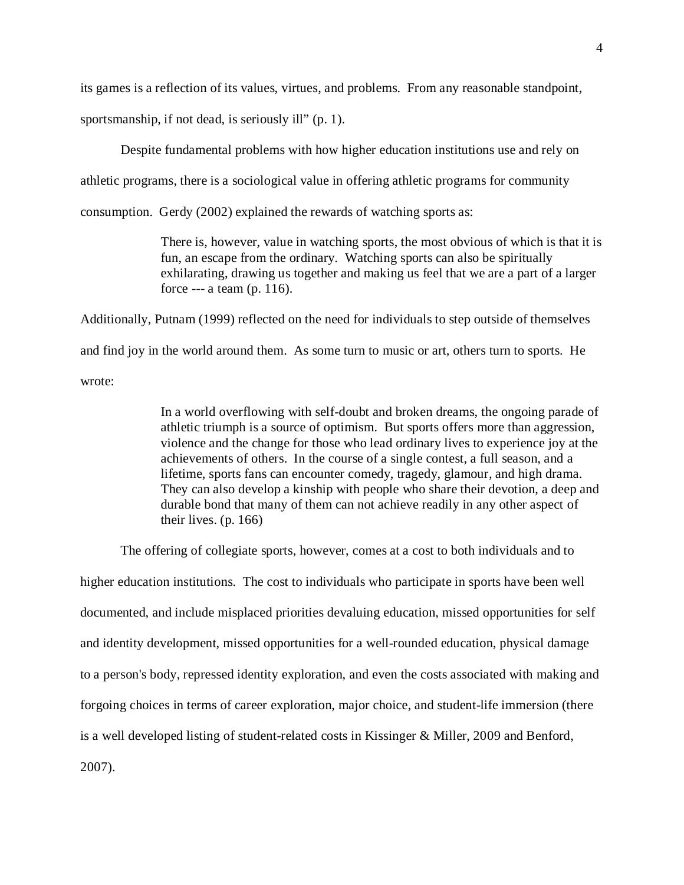its games is a reflection of its values, virtues, and problems. From any reasonable standpoint, sportsmanship, if not dead, is seriously ill" (p. 1).

Despite fundamental problems with how higher education institutions use and rely on athletic programs, there is a sociological value in offering athletic programs for community consumption. Gerdy (2002) explained the rewards of watching sports as:

> There is, however, value in watching sports, the most obvious of which is that it is fun, an escape from the ordinary. Watching sports can also be spiritually exhilarating, drawing us together and making us feel that we are a part of a larger force --- a team (p. 116).

Additionally, Putnam (1999) reflected on the need for individuals to step outside of themselves and find joy in the world around them. As some turn to music or art, others turn to sports. He wrote:

> In a world overflowing with self-doubt and broken dreams, the ongoing parade of athletic triumph is a source of optimism. But sports offers more than aggression, violence and the change for those who lead ordinary lives to experience joy at the achievements of others. In the course of a single contest, a full season, and a lifetime, sports fans can encounter comedy, tragedy, glamour, and high drama. They can also develop a kinship with people who share their devotion, a deep and durable bond that many of them can not achieve readily in any other aspect of their lives. (p. 166)

The offering of collegiate sports, however, comes at a cost to both individuals and to higher education institutions. The cost to individuals who participate in sports have been well documented, and include misplaced priorities devaluing education, missed opportunities for self and identity development, missed opportunities for a well-rounded education, physical damage to a person's body, repressed identity exploration, and even the costs associated with making and forgoing choices in terms of career exploration, major choice, and student-life immersion (there is a well developed listing of student-related costs in Kissinger & Miller, 2009 and Benford, 2007).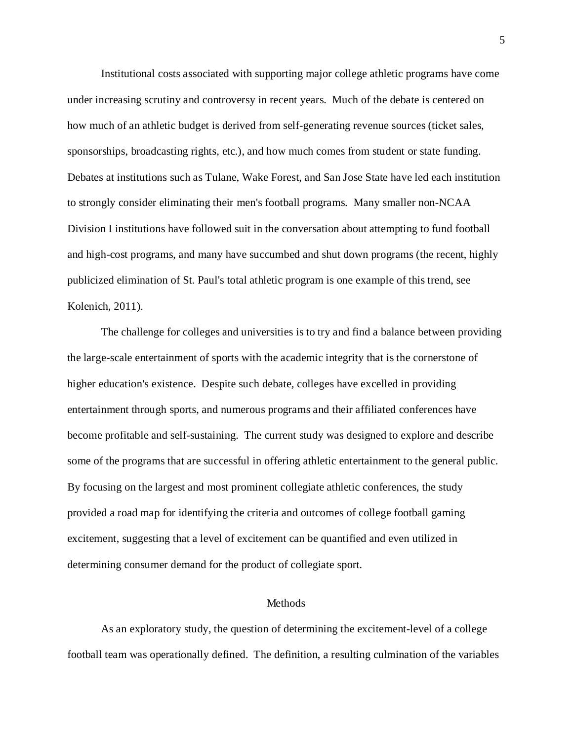Institutional costs associated with supporting major college athletic programs have come under increasing scrutiny and controversy in recent years. Much of the debate is centered on how much of an athletic budget is derived from self-generating revenue sources (ticket sales, sponsorships, broadcasting rights, etc.), and how much comes from student or state funding. Debates at institutions such as Tulane, Wake Forest, and San Jose State have led each institution to strongly consider eliminating their men's football programs. Many smaller non-NCAA Division I institutions have followed suit in the conversation about attempting to fund football and high-cost programs, and many have succumbed and shut down programs (the recent, highly publicized elimination of St. Paul's total athletic program is one example of this trend, see Kolenich, 2011).

The challenge for colleges and universities is to try and find a balance between providing the large-scale entertainment of sports with the academic integrity that is the cornerstone of higher education's existence. Despite such debate, colleges have excelled in providing entertainment through sports, and numerous programs and their affiliated conferences have become profitable and self-sustaining. The current study was designed to explore and describe some of the programs that are successful in offering athletic entertainment to the general public. By focusing on the largest and most prominent collegiate athletic conferences, the study provided a road map for identifying the criteria and outcomes of college football gaming excitement, suggesting that a level of excitement can be quantified and even utilized in determining consumer demand for the product of collegiate sport.

## Methods

As an exploratory study, the question of determining the excitement-level of a college football team was operationally defined. The definition, a resulting culmination of the variables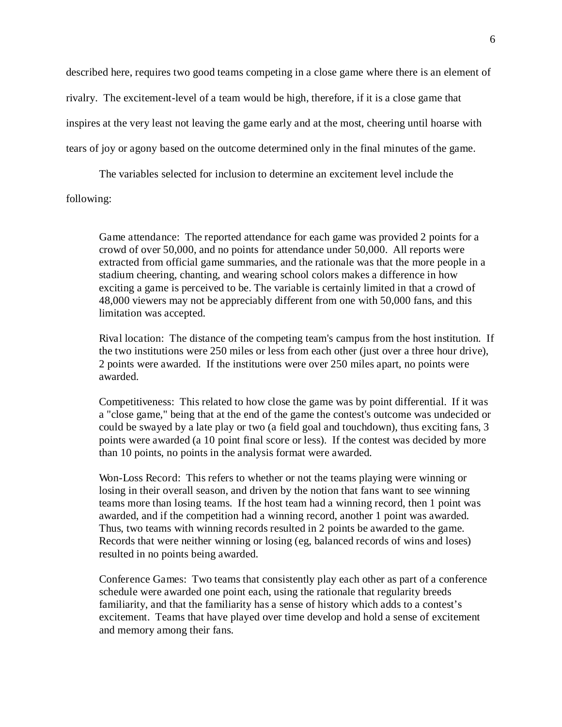described here, requires two good teams competing in a close game where there is an element of rivalry. The excitement-level of a team would be high, therefore, if it is a close game that inspires at the very least not leaving the game early and at the most, cheering until hoarse with tears of joy or agony based on the outcome determined only in the final minutes of the game.

The variables selected for inclusion to determine an excitement level include the following:

> Game attendance: The reported attendance for each game was provided 2 points for a crowd of over 50,000, and no points for attendance under 50,000. All reports were extracted from official game summaries, and the rationale was that the more people in a stadium cheering, chanting, and wearing school colors makes a difference in how exciting a game is perceived to be. The variable is certainly limited in that a crowd of 48,000 viewers may not be appreciably different from one with 50,000 fans, and this limitation was accepted.
>
> Rival location: The distance of the competing team's campus from the host institution. If the two institutions were 250 miles or less from each other (just over a three hour drive), 2 points were awarded. If the institutions were over 250 miles apart, no points were awarded.
>
> Competitiveness: This related to how close the game was by point differential. If it was a "close game," being that at the end of the game the contest's outcome was undecided or could be swayed by a late play or two (a field goal and touchdown), thus exciting fans, 3 points were awarded (a 10 point final score or less). If the contest was decided by more than 10 points, no points in the analysis format were awarded.
>
> Won-Loss Record: This refers to whether or not the teams playing were winning or losing in their overall season, and driven by the notion that fans want to see winning teams more than losing teams. If the host team had a winning record, then 1 point was awarded, and if the competition had a winning record, another 1 point was awarded. Thus, two teams with winning records resulted in 2 points be awarded to the game. Records that were neither winning or losing (eg, balanced records of wins and loses) resulted in no points being awarded.
>
> Conference Games: Two teams that consistently play each other as part of a conference schedule were awarded one point each, using the rationale that regularity breeds familiarity, and that the familiarity has a sense of history which adds to a contest's excitement. Teams that have played over time develop and hold a sense of excitement and memory among their fans.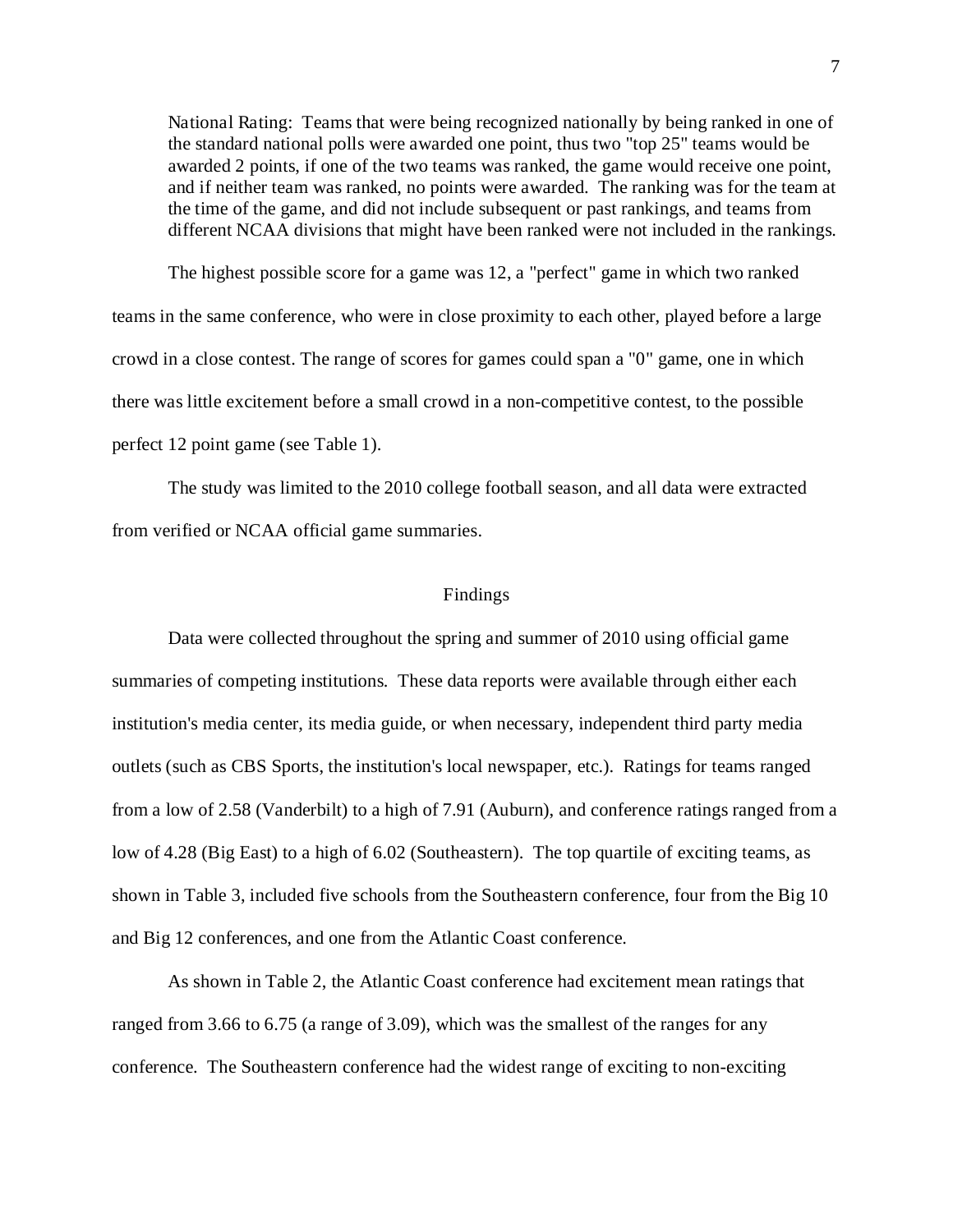National Rating: Teams that were being recognized nationally by being ranked in one of the standard national polls were awarded one point, thus two "top 25" teams would be awarded 2 points, if one of the two teams was ranked, the game would receive one point, and if neither team was ranked, no points were awarded. The ranking was for the team at the time of the game, and did not include subsequent or past rankings, and teams from different NCAA divisions that might have been ranked were not included in the rankings.

The highest possible score for a game was 12, a "perfect" game in which two ranked teams in the same conference, who were in close proximity to each other, played before a large crowd in a close contest. The range of scores for games could span a "0" game, one in which there was little excitement before a small crowd in a non-competitive contest, to the possible perfect 12 point game (see Table 1).

The study was limited to the 2010 college football season, and all data were extracted from verified or NCAA official game summaries.

## Findings

Data were collected throughout the spring and summer of 2010 using official game summaries of competing institutions. These data reports were available through either each institution's media center, its media guide, or when necessary, independent third party media outlets (such as CBS Sports, the institution's local newspaper, etc.). Ratings for teams ranged from a low of 2.58 (Vanderbilt) to a high of 7.91 (Auburn), and conference ratings ranged from a low of 4.28 (Big East) to a high of 6.02 (Southeastern). The top quartile of exciting teams, as shown in Table 3, included five schools from the Southeastern conference, four from the Big 10 and Big 12 conferences, and one from the Atlantic Coast conference.

As shown in Table 2, the Atlantic Coast conference had excitement mean ratings that ranged from 3.66 to 6.75 (a range of 3.09), which was the smallest of the ranges for any conference. The Southeastern conference had the widest range of exciting to non-exciting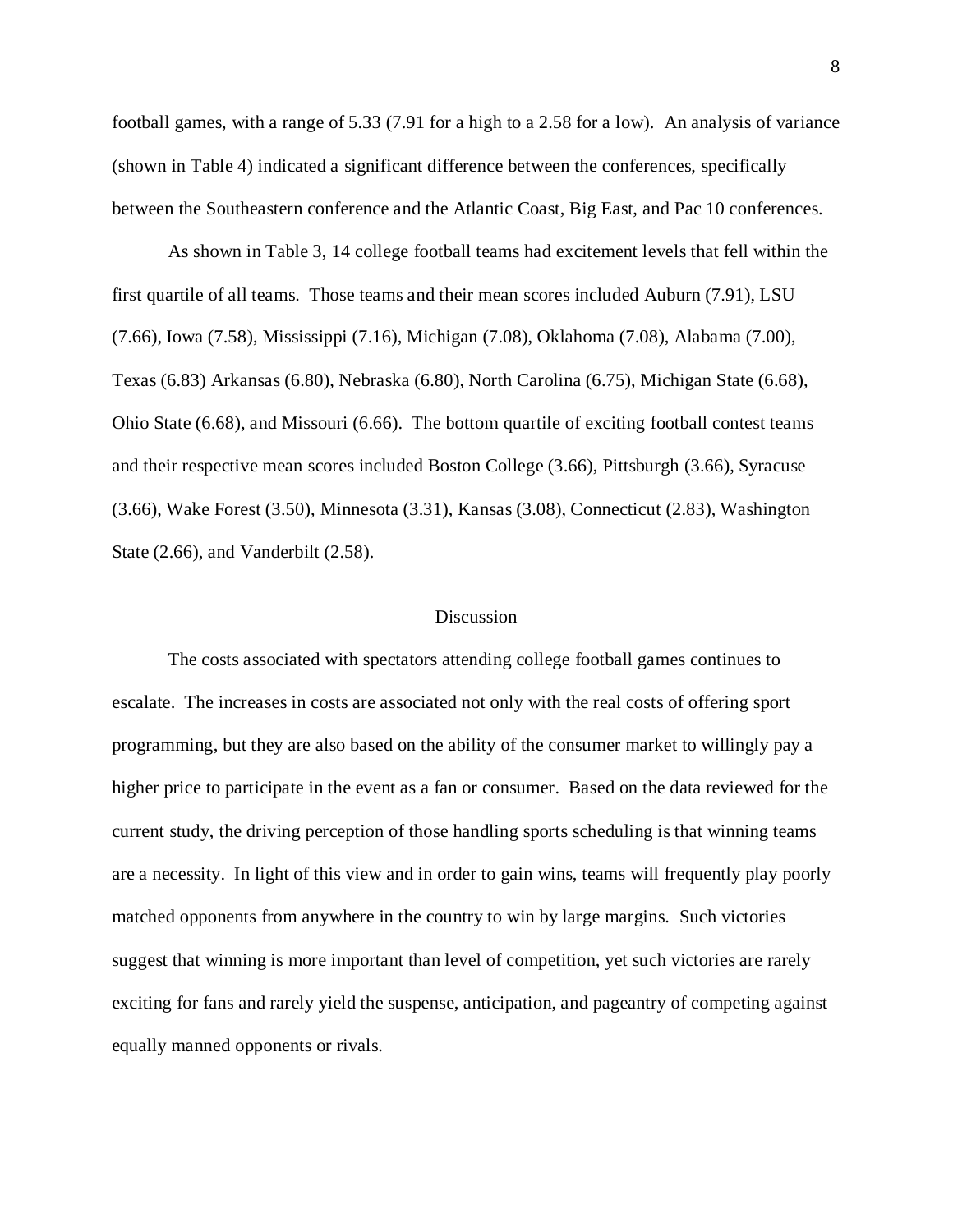football games, with a range of 5.33 (7.91 for a high to a 2.58 for a low). An analysis of variance (shown in Table 4) indicated a significant difference between the conferences, specifically between the Southeastern conference and the Atlantic Coast, Big East, and Pac 10 conferences.

As shown in Table 3, 14 college football teams had excitement levels that fell within the first quartile of all teams. Those teams and their mean scores included Auburn (7.91), LSU (7.66), Iowa (7.58), Mississippi (7.16), Michigan (7.08), Oklahoma (7.08), Alabama (7.00), Texas (6.83) Arkansas (6.80), Nebraska (6.80), North Carolina (6.75), Michigan State (6.68), Ohio State (6.68), and Missouri (6.66). The bottom quartile of exciting football contest teams and their respective mean scores included Boston College (3.66), Pittsburgh (3.66), Syracuse (3.66), Wake Forest (3.50), Minnesota (3.31), Kansas (3.08), Connecticut (2.83), Washington State (2.66), and Vanderbilt (2.58).

## Discussion

The costs associated with spectators attending college football games continues to escalate. The increases in costs are associated not only with the real costs of offering sport programming, but they are also based on the ability of the consumer market to willingly pay a higher price to participate in the event as a fan or consumer. Based on the data reviewed for the current study, the driving perception of those handling sports scheduling is that winning teams are a necessity. In light of this view and in order to gain wins, teams will frequently play poorly matched opponents from anywhere in the country to win by large margins. Such victories suggest that winning is more important than level of competition, yet such victories are rarely exciting for fans and rarely yield the suspense, anticipation, and pageantry of competing against equally manned opponents or rivals.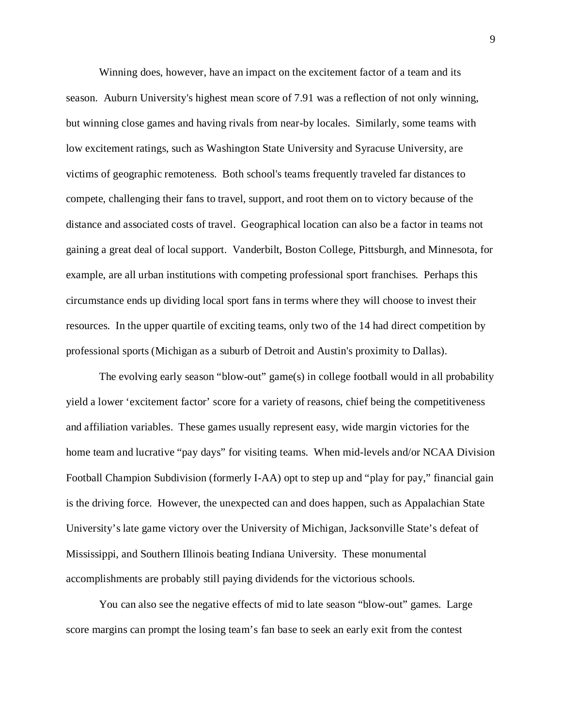Winning does, however, have an impact on the excitement factor of a team and its season. Auburn University's highest mean score of 7.91 was a reflection of not only winning, but winning close games and having rivals from near-by locales. Similarly, some teams with low excitement ratings, such as Washington State University and Syracuse University, are victims of geographic remoteness. Both school's teams frequently traveled far distances to compete, challenging their fans to travel, support, and root them on to victory because of the distance and associated costs of travel. Geographical location can also be a factor in teams not gaining a great deal of local support. Vanderbilt, Boston College, Pittsburgh, and Minnesota, for example, are all urban institutions with competing professional sport franchises. Perhaps this circumstance ends up dividing local sport fans in terms where they will choose to invest their resources. In the upper quartile of exciting teams, only two of the 14 had direct competition by professional sports (Michigan as a suburb of Detroit and Austin's proximity to Dallas).

The evolving early season “blow-out” game(s) in college football would in all probability yield a lower ‘excitement factor’ score for a variety of reasons, chief being the competitiveness and affiliation variables. These games usually represent easy, wide margin victories for the home team and lucrative “pay days” for visiting teams. When mid-levels and/or NCAA Division Football Champion Subdivision (formerly I-AA) opt to step up and “play for pay,” financial gain is the driving force. However, the unexpected can and does happen, such as Appalachian State University’s late game victory over the University of Michigan, Jacksonville State’s defeat of Mississippi, and Southern Illinois beating Indiana University. These monumental accomplishments are probably still paying dividends for the victorious schools.

You can also see the negative effects of mid to late season “blow-out” games. Large score margins can prompt the losing team’s fan base to seek an early exit from the contest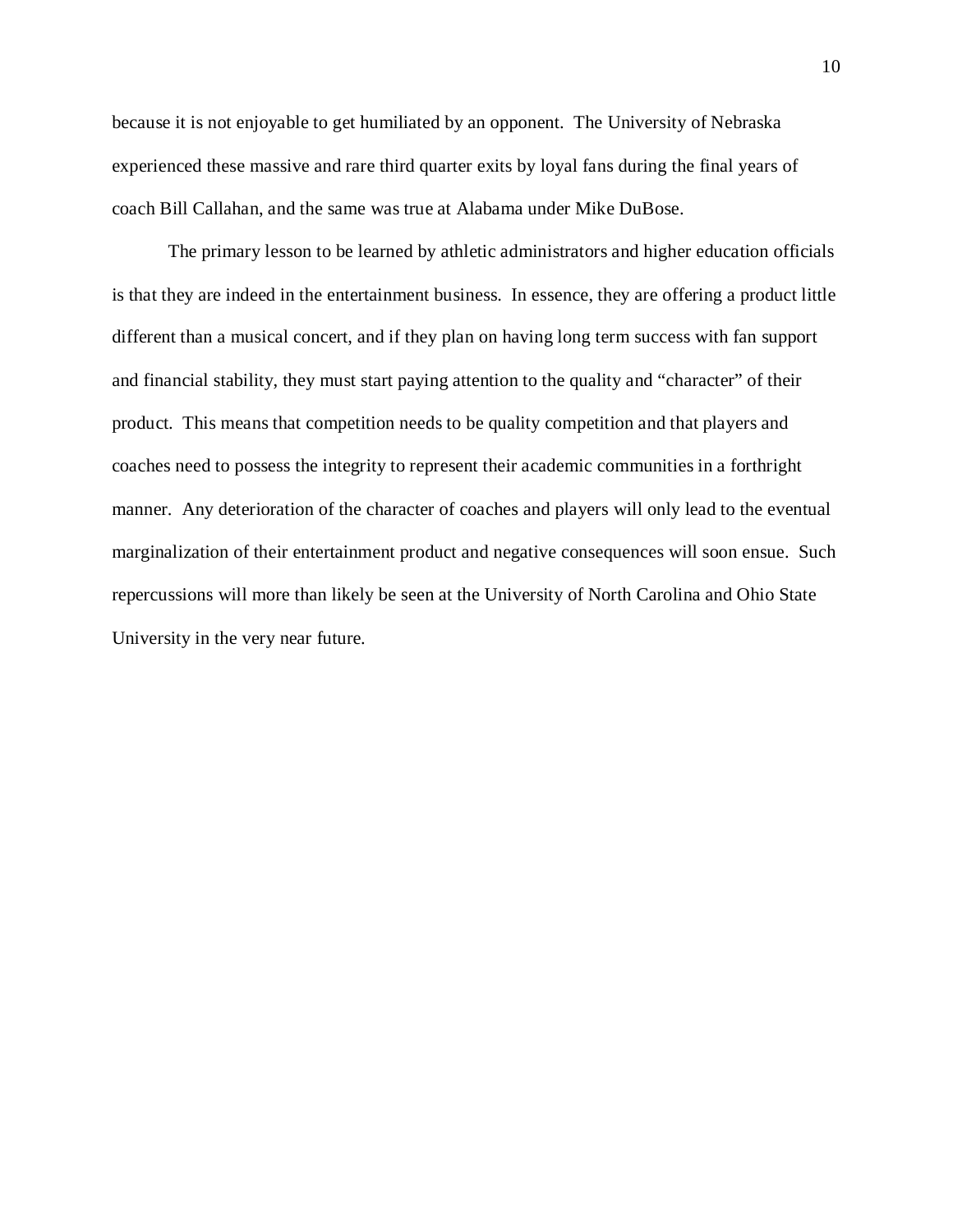because it is not enjoyable to get humiliated by an opponent. The University of Nebraska experienced these massive and rare third quarter exits by loyal fans during the final years of coach Bill Callahan, and the same was true at Alabama under Mike DuBose.

The primary lesson to be learned by athletic administrators and higher education officials is that they are indeed in the entertainment business. In essence, they are offering a product little different than a musical concert, and if they plan on having long term success with fan support and financial stability, they must start paying attention to the quality and “character” of their product. This means that competition needs to be quality competition and that players and coaches need to possess the integrity to represent their academic communities in a forthright manner. Any deterioration of the character of coaches and players will only lead to the eventual marginalization of their entertainment product and negative consequences will soon ensue. Such repercussions will more than likely be seen at the University of North Carolina and Ohio State University in the very near future.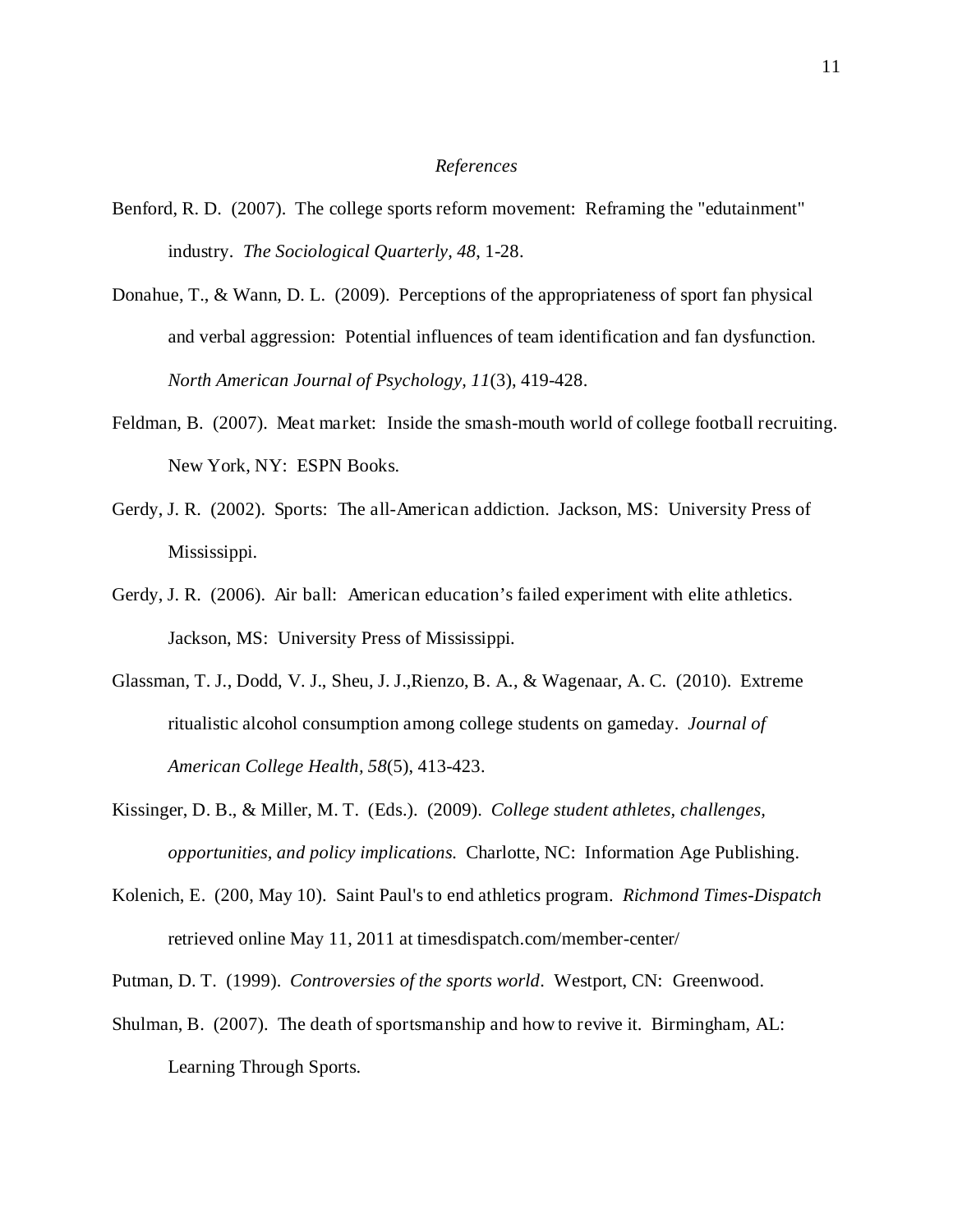*References*

Benford, R. D. (2007). The college sports reform movement: Reframing the "edutainment" industry. *The Sociological Quarterly, 48*, 1-28.

Donahue, T., & Wann, D. L. (2009). Perceptions of the appropriateness of sport fan physical and verbal aggression: Potential influences of team identification and fan dysfunction. *North American Journal of Psychology, 11*(3), 419-428.

Feldman, B. (2007). Meat market: Inside the smash-mouth world of college football recruiting. New York, NY: ESPN Books.

Gerdy, J. R. (2002). Sports: The all-American addiction. Jackson, MS: University Press of Mississippi.

Gerdy, J. R. (2006). Air ball: American education's failed experiment with elite athletics. Jackson, MS: University Press of Mississippi.

Glassman, T. J., Dodd, V. J., Sheu, J. J.,Rienzo, B. A., & Wagenaar, A. C. (2010). Extreme ritualistic alcohol consumption among college students on gameday. *Journal of American College Health, 58*(5), 413-423.

Kissinger, D. B., & Miller, M. T. (Eds.). (2009). *College student athletes, challenges, opportunities, and policy implications.* Charlotte, NC: Information Age Publishing.

Kolenich, E. (200, May 10). Saint Paul's to end athletics program. *Richmond Times-Dispatch* retrieved online May 11, 2011 at timesdispatch.com/member-center/

Putman, D. T. (1999). *Controversies of the sports world*. Westport, CN: Greenwood.

Shulman, B. (2007). The death of sportsmanship and how to revive it. Birmingham, AL: Learning Through Sports.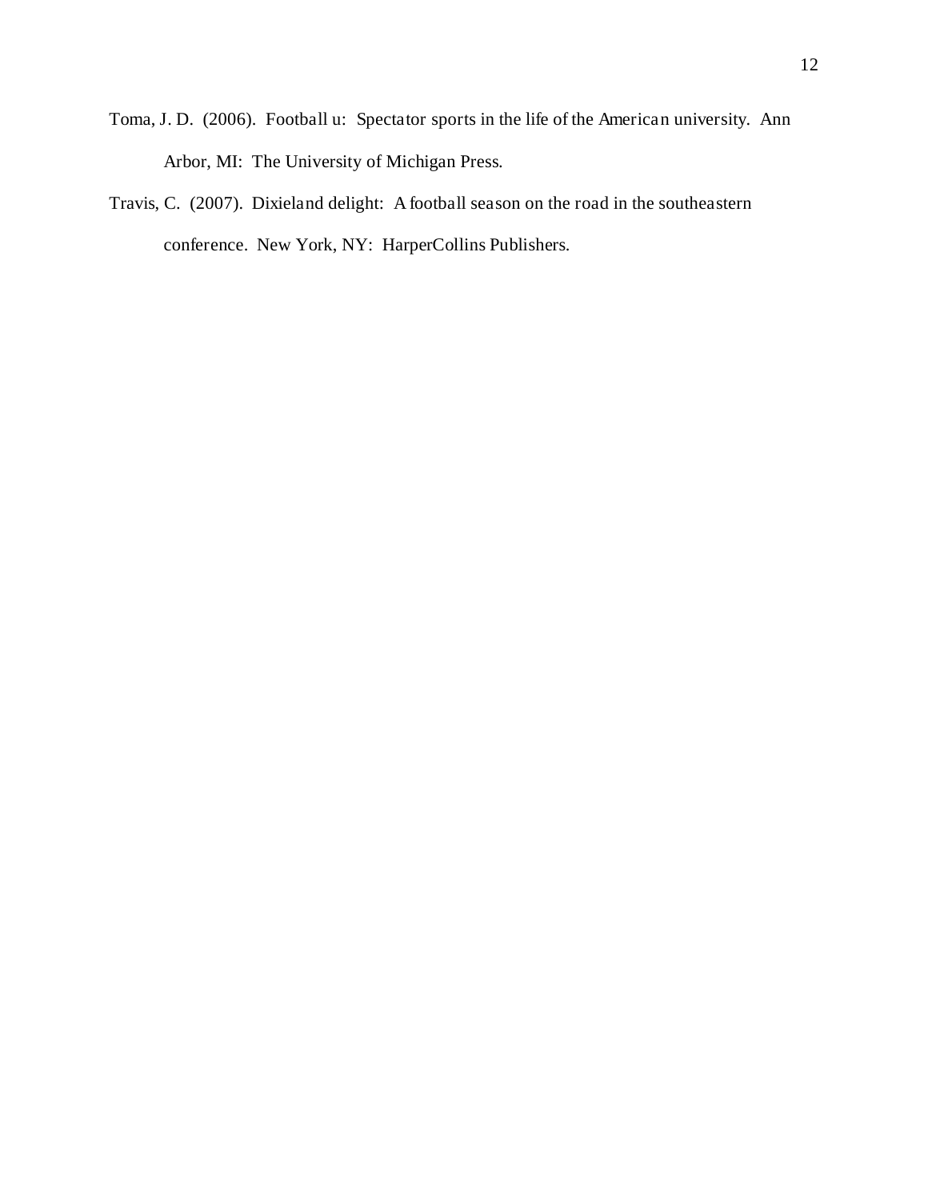Toma, J. D. (2006). Football u: Spectator sports in the life of the American university. Ann Arbor, MI: The University of Michigan Press.

Travis, C. (2007). Dixieland delight: A football season on the road in the southeastern conference. New York, NY: HarperCollins Publishers.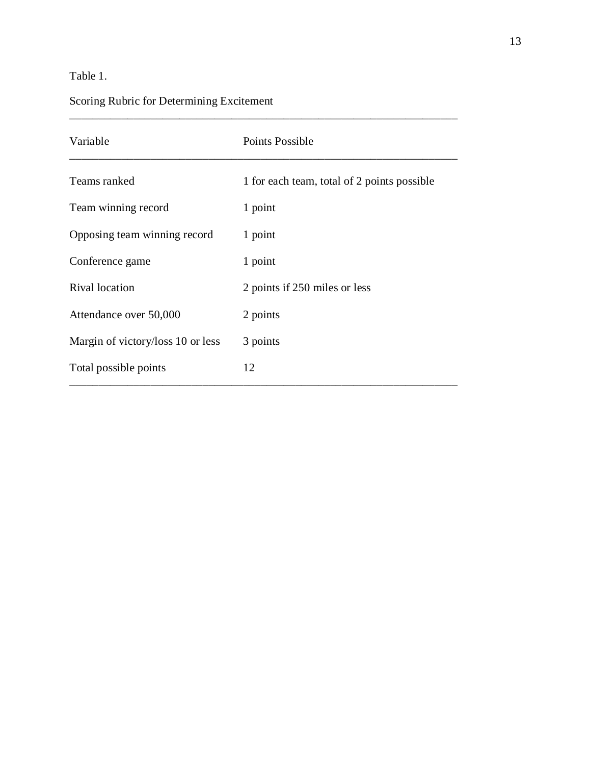Table 1.

Scoring Rubric for Determining Excitement

| Variable | Points Possible |
|---|---|
| Teams ranked | 1 for each team, total of 2 points possible |
| Team winning record | 1 point |
| Opposing team winning record | 1 point |
| Conference game | 1 point |
| Rival location | 2 points if 250 miles or less |
| Attendance over 50,000 | 2 points |
| Margin of victory/loss 10 or less | 3 points |
| Total possible points | 12 |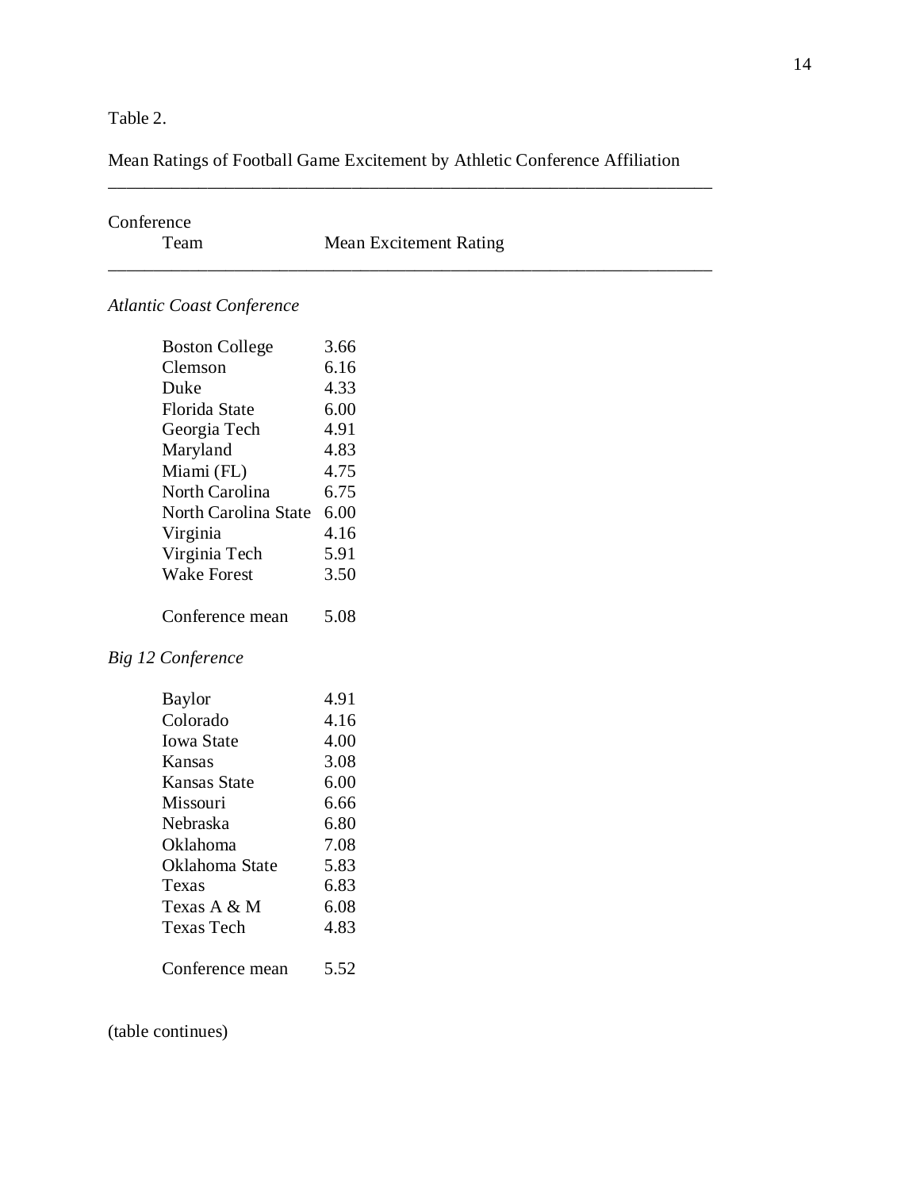Table 2.

Mean Ratings of Football Game Excitement by Athletic Conference Affiliation

| Conference<br>Team | Mean Excitement Rating |
|---|---|
| *Atlantic Coast Conference* | |
| Boston College | 3.66 |
| Clemson | 6.16 |
| Duke | 4.33 |
| Florida State | 6.00 |
| Georgia Tech | 4.91 |
| Maryland | 4.83 |
| Miami (FL) | 4.75 |
| North Carolina | 6.75 |
| North Carolina State | 6.00 |
| Virginia | 4.16 |
| Virginia Tech | 5.91 |
| Wake Forest | 3.50 |
| Conference mean | 5.08 |
| *Big 12 Conference* | |
| Baylor | 4.91 |
| Colorado | 4.16 |
| Iowa State | 4.00 |
| Kansas | 3.08 |
| Kansas State | 6.00 |
| Missouri | 6.66 |
| Nebraska | 6.80 |
| Oklahoma | 7.08 |
| Oklahoma State | 5.83 |
| Texas | 6.83 |
| Texas A & M | 6.08 |
| Texas Tech | 4.83 |
| Conference mean | 5.52 |

(table continues)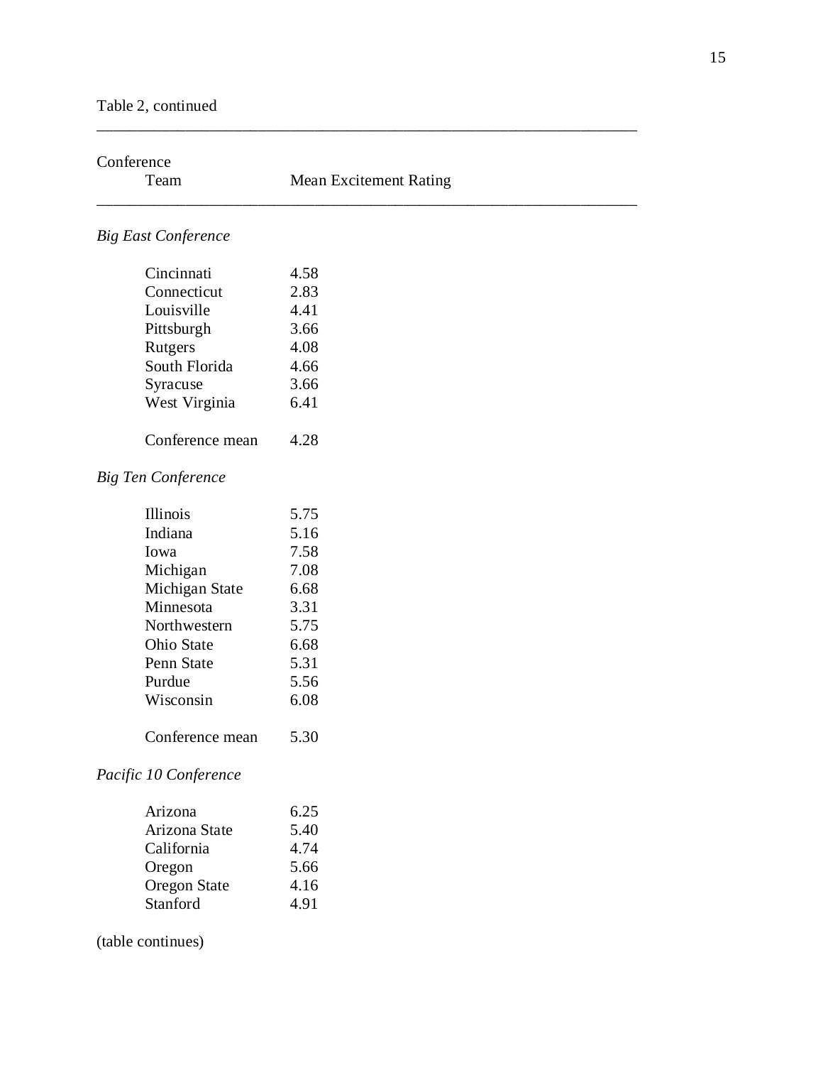Table 2, continued

| Conference<br>Team | Mean Excitement Rating |
|---|---|
| *Big East Conference* | |
| Cincinnati | 4.58 |
| Connecticut | 2.83 |
| Louisville | 4.41 |
| Pittsburgh | 3.66 |
| Rutgers | 4.08 |
| South Florida | 4.66 |
| Syracuse | 3.66 |
| West Virginia | 6.41 |
| Conference mean | 4.28 |
| *Big Ten Conference* | |
| Illinois | 5.75 |
| Indiana | 5.16 |
| Iowa | 7.58 |
| Michigan | 7.08 |
| Michigan State | 6.68 |
| Minnesota | 3.31 |
| Northwestern | 5.75 |
| Ohio State | 6.68 |
| Penn State | 5.31 |
| Purdue | 5.56 |
| Wisconsin | 6.08 |
| Conference mean | 5.30 |
| *Pacific 10 Conference* | |
| Arizona | 6.25 |
| Arizona State | 5.40 |
| California | 4.74 |
| Oregon | 5.66 |
| Oregon State | 4.16 |
| Stanford | 4.91 |

(table continues)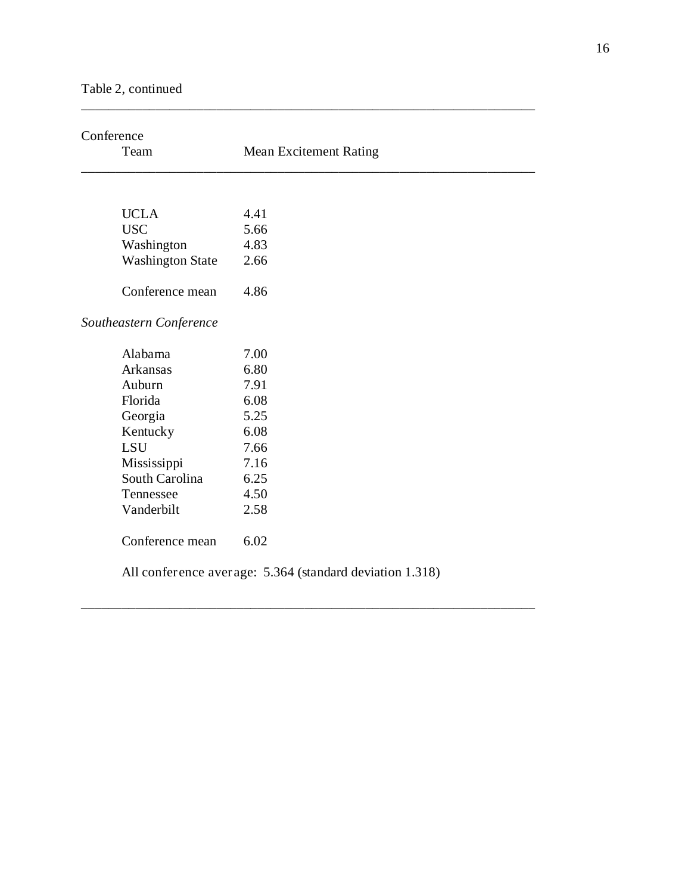Table 2, continued

| Conference<br>Team | Mean Excitement Rating |
|---|---|
| UCLA | 4.41 |
| USC | 5.66 |
| Washington | 4.83 |
| Washington State | 2.66 |
| | |
| Conference mean | 4.86 |
| *Southeastern Conference* | |
| Alabama | 7.00 |
| Arkansas | 6.80 |
| Auburn | 7.91 |
| Florida | 6.08 |
| Georgia | 5.25 |
| Kentucky | 6.08 |
| LSU | 7.66 |
| Mississippi | 7.16 |
| South Carolina | 6.25 |
| Tennessee | 4.50 |
| Vanderbilt | 2.58 |
| | |
| Conference mean | 6.02 |

All conference average: 5.364 (standard deviation 1.318)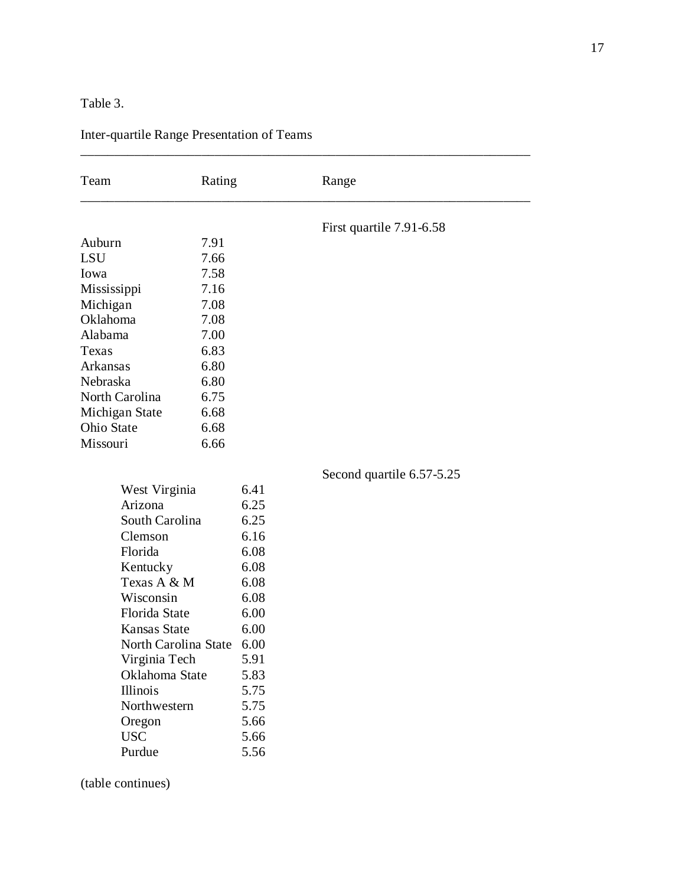Table 3.

Inter-quartile Range Presentation of Teams

| Team | Rating | Range |
|---|---|---|
| | | First quartile 7.91-6.58 |
| Auburn | 7.91 | |
| LSU | 7.66 | |
| Iowa | 7.58 | |
| Mississippi | 7.16 | |
| Michigan | 7.08 | |
| Oklahoma | 7.08 | |
| Alabama | 7.00 | |
| Texas | 6.83 | |
| Arkansas | 6.80 | |
| Nebraska | 6.80 | |
| North Carolina | 6.75 | |
| Michigan State | 6.68 | |
| Ohio State | 6.68 | |
| Missouri | 6.66 | |
| | | Second quartile 6.57-5.25 |
| West Virginia | 6.41 | |
| Arizona | 6.25 | |
| South Carolina | 6.25 | |
| Clemson | 6.16 | |
| Florida | 6.08 | |
| Kentucky | 6.08 | |
| Texas A & M | 6.08 | |
| Wisconsin | 6.08 | |
| Florida State | 6.00 | |
| Kansas State | 6.00 | |
| North Carolina State | 6.00 | |
| Virginia Tech | 5.91 | |
| Oklahoma State | 5.83 | |
| Illinois | 5.75 | |
| Northwestern | 5.75 | |
| Oregon | 5.66 | |
| USC | 5.66 | |
| Purdue | 5.56 | |

(table continues)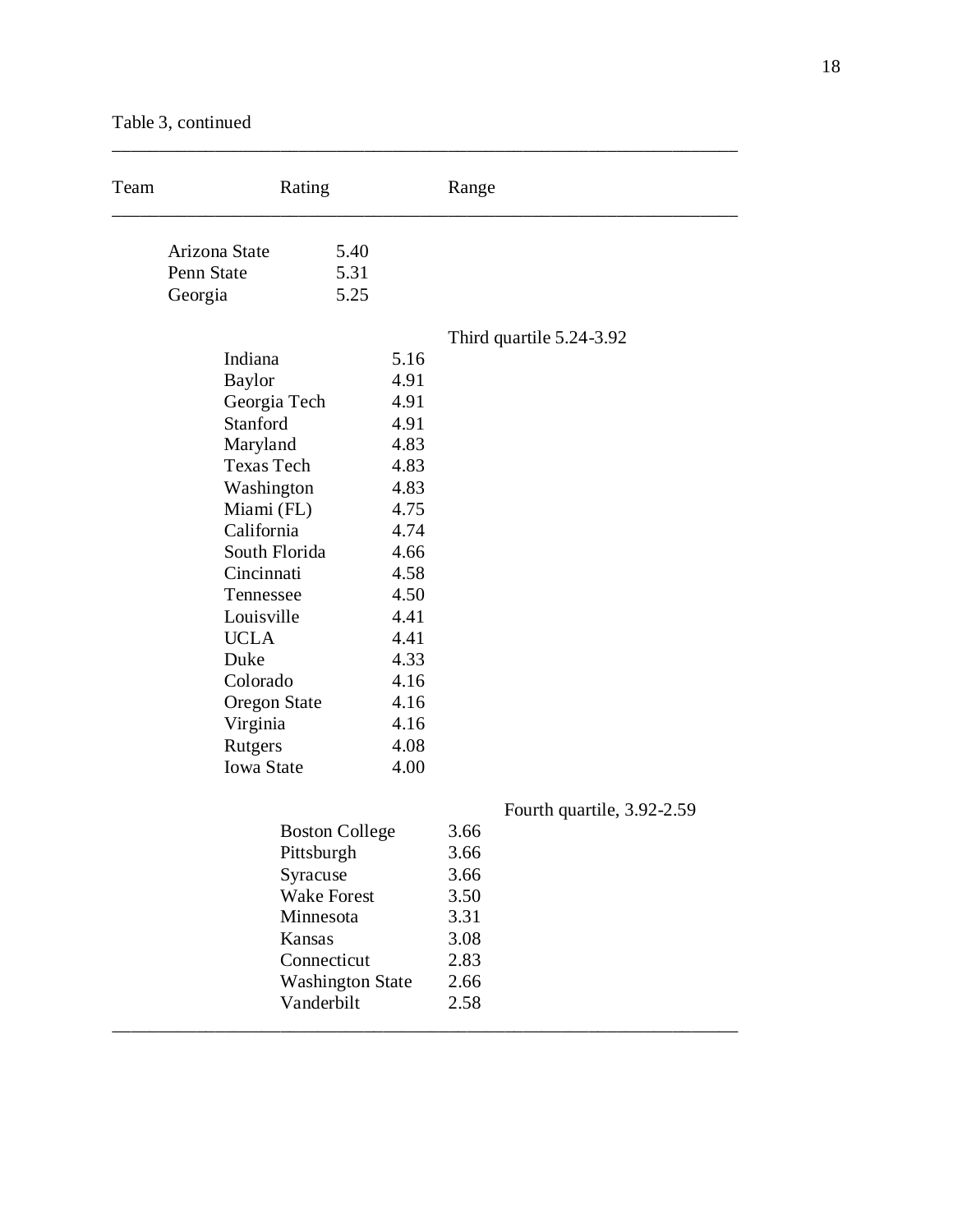Table 3, continued

| Team | Rating | Range |
|---|---|---|
| Arizona State | 5.40 | |
| Penn State | 5.31 | |
| Georgia | 5.25 | |
| | | Third quartile 5.24-3.92 |
| Indiana | 5.16 | |
| Baylor | 4.91 | |
| Georgia Tech | 4.91 | |
| Stanford | 4.91 | |
| Maryland | 4.83 | |
| Texas Tech | 4.83 | |
| Washington | 4.83 | |
| Miami (FL) | 4.75 | |
| California | 4.74 | |
| South Florida | 4.66 | |
| Cincinnati | 4.58 | |
| Tennessee | 4.50 | |
| Louisville | 4.41 | |
| UCLA | 4.41 | |
| Duke | 4.33 | |
| Colorado | 4.16 | |
| Oregon State | 4.16 | |
| Virginia | 4.16 | |
| Rutgers | 4.08 | |
| Iowa State | 4.00 | |
| | | Fourth quartile, 3.92-2.59 |
| Boston College | 3.66 | |
| Pittsburgh | 3.66 | |
| Syracuse | 3.66 | |
| Wake Forest | 3.50 | |
| Minnesota | 3.31 | |
| Kansas | 3.08 | |
| Connecticut | 2.83 | |
| Washington State | 2.66 | |
| Vanderbilt | 2.58 | |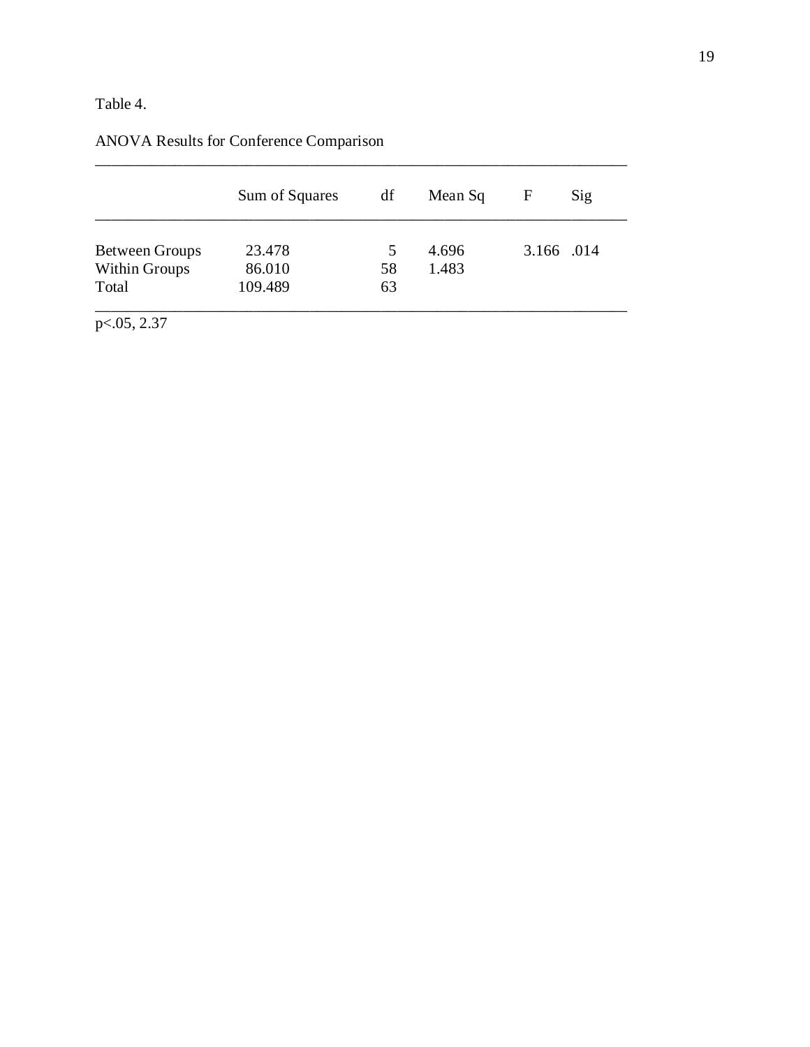Table 4.

ANOVA Results for Conference Comparison

| | Sum of Squares | df | Mean Sq | F | Sig |
|---|---|---|---|---|---|
| Between Groups | 23.478 | 5 | 4.696 | 3.166 | .014 |
| Within Groups | 86.010 | 58 | 1.483 | | |
| Total | 109.489 | 63 | | | |

$p<.05$, 2.37